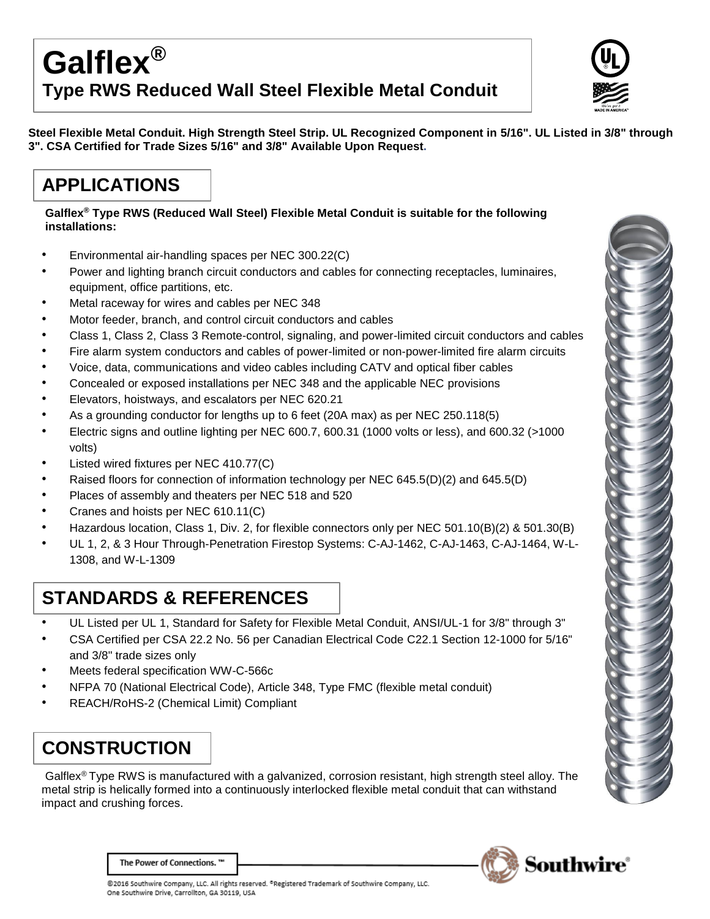# Galflex®

## Type RWS Reduced Wall Steel Flexible Metal Conduit

**Steel Flexible Metal Conduit. High Strength Steel Strip. UL Recognized Component in 5/16". UL Listed in 3/8" through 3". CSA Certified for Trade Sizes 5/16" and 3/8" Available Upon Request.**

## APPLICATIONS

**Galflex® Type RWS (Reduced Wall Steel) Flexible Metal Conduit is suitable for the following installations:**

- Environmental air-handling spaces per NEC 300.22(C)
- Power and lighting branch circuit conductors and cables for connecting receptacles, luminaires, equipment, office partitions, etc.
- Metal raceway for wires and cables per NEC 348
- Motor feeder, branch, and control circuit conductors and cables
- Class 1, Class 2, Class 3 Remote-control, signaling, and power-limited circuit conductors and cables
- Fire alarm system conductors and cables of power-limited or non-power-limited fire alarm circuits
- Voice, data, communications and video cables including CATV and optical fiber cables
- Concealed or exposed installations per NEC 348 and the applicable NEC provisions
- Elevators, hoistways, and escalators per NEC 620.21
- As a grounding conductor for lengths up to 6 feet (20A max) as per NEC 250.118(5)
- Electric signs and outline lighting per NEC 600.7, 600.31 (1000 volts or less), and 600.32 (>1000 volts)
- Listed wired fixtures per NEC 410.77(C)
- Raised floors for connection of information technology per NEC 645.5(D)(2) and 645.5(D)
- Places of assembly and theaters per NEC 518 and 520
- Cranes and hoists per NEC 610.11(C)
- Hazardous location, Class 1, Div. 2, for flexible connectors only per NEC 501.10(B)(2) & 501.30(B)
- UL 1, 2, & 3 Hour Through-Penetration Firestop Systems: C-AJ-1462, C-AJ-1463, C-AJ-1464, W-L-1308, and W-L-1309

## STANDARDS & REFERENCES

- UL Listed per UL 1, Standard for Safety for Flexible Metal Conduit, ANSI/UL-1 for 3/8" through 3"
- CSA Certified per CSA 22.2 No. 56 per Canadian Electrical Code C22.1 Section 12-1000 for 5/16" and 3/8" trade sizes only
- Meets federal specification WW-C-566c
- NFPA 70 (National Electrical Code), Article 348, Type FMC (flexible metal conduit)
- REACH/RoHS-2 (Chemical Limit) Compliant

## CONSTRUCTION

Galflex® Type RWS is manufactured with a galvanized, corrosion resistant, high strength steel alloy. The metal strip is helically formed into a continuously interlocked flexible metal conduit that can withstand impact and crushing forces.

The Power of Connections. ™

©2016 Southwire Company, LLC. All rights reserved. ®Registered Trademark of Southwire Company, LLC.
One Southwire Drive, Carrollton, GA 30119, USA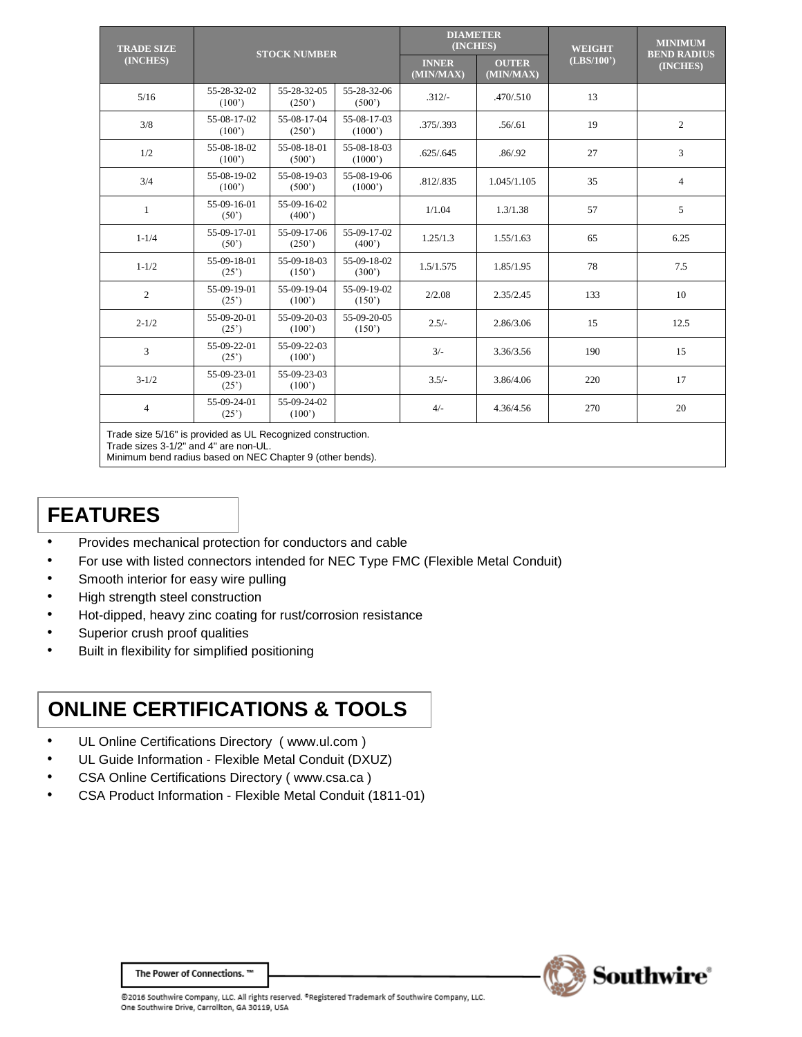| TRADE SIZE (INCHES) | STOCK NUMBER | | | DIAMETER (INCHES) | | WEIGHT (LBS/100') | MINIMUM BEND RADIUS (INCHES) |
|---|---|---|---|---|---|---|---|
| | | | | INNER (MIN/MAX) | OUTER (MIN/MAX) | | |
| 5/16 | 55-28-32-02 (100') | 55-28-32-05 (250') | 55-28-32-06 (500') | .312/- | .470/.510 | 13 | |
| 3/8 | 55-08-17-02 (100') | 55-08-17-04 (250') | 55-08-17-03 (1000') | .375/.393 | .56/.61 | 19 | 2 |
| 1/2 | 55-08-18-02 (100') | 55-08-18-01 (500') | 55-08-18-03 (1000') | .625/.645 | .86/.92 | 27 | 3 |
| 3/4 | 55-08-19-02 (100') | 55-08-19-03 (500') | 55-08-19-06 (1000') | .812/.835 | 1.045/1.105 | 35 | 4 |
| 1 | 55-09-16-01 (50') | 55-09-16-02 (400') | | 1/1.04 | 1.3/1.38 | 57 | 5 |
| 1-1/4 | 55-09-17-01 (50') | 55-09-17-06 (250') | 55-09-17-02 (400') | 1.25/1.3 | 1.55/1.63 | 65 | 6.25 |
| 1-1/2 | 55-09-18-01 (25') | 55-09-18-03 (150') | 55-09-18-02 (300') | 1.5/1.575 | 1.85/1.95 | 78 | 7.5 |
| 2 | 55-09-19-01 (25') | 55-09-19-04 (100') | 55-09-19-02 (150') | 2/2.08 | 2.35/2.45 | 133 | 10 |
| 2-1/2 | 55-09-20-01 (25') | 55-09-20-03 (100') | 55-09-20-05 (150') | 2.5/- | 2.86/3.06 | 15 | 12.5 |
| 3 | 55-09-22-01 (25') | 55-09-22-03 (100') | | 3/- | 3.36/3.56 | 190 | 15 |
| 3-1/2 | 55-09-23-01 (25') | 55-09-23-03 (100') | | 3.5/- | 3.86/4.06 | 220 | 17 |
| 4 | 55-09-24-01 (25') | 55-09-24-02 (100') | | 4/- | 4.36/4.56 | 270 | 20 |

Trade size 5/16" is provided as UL Recognized construction.
Trade sizes 3-1/2" and 4" are non-UL.
Minimum bend radius based on NEC Chapter 9 (other bends).

## FEATURES

- Provides mechanical protection for conductors and cable
- For use with listed connectors intended for NEC Type FMC (Flexible Metal Conduit)
- Smooth interior for easy wire pulling
- High strength steel construction
- Hot-dipped, heavy zinc coating for rust/corrosion resistance
- Superior crush proof qualities
- Built in flexibility for simplified positioning

## ONLINE CERTIFICATIONS & TOOLS

- UL Online Certifications Directory ( www.ul.com )
- UL Guide Information - Flexible Metal Conduit (DXUZ)
- CSA Online Certifications Directory ( www.csa.ca )
- CSA Product Information - Flexible Metal Conduit (1811-01)

The Power of Connections.™

Southwire®

©2016 Southwire Company, LLC. All rights reserved. ®Registered Trademark of Southwire Company, LLC.
One Southwire Drive, Carrollton, GA 30119, USA